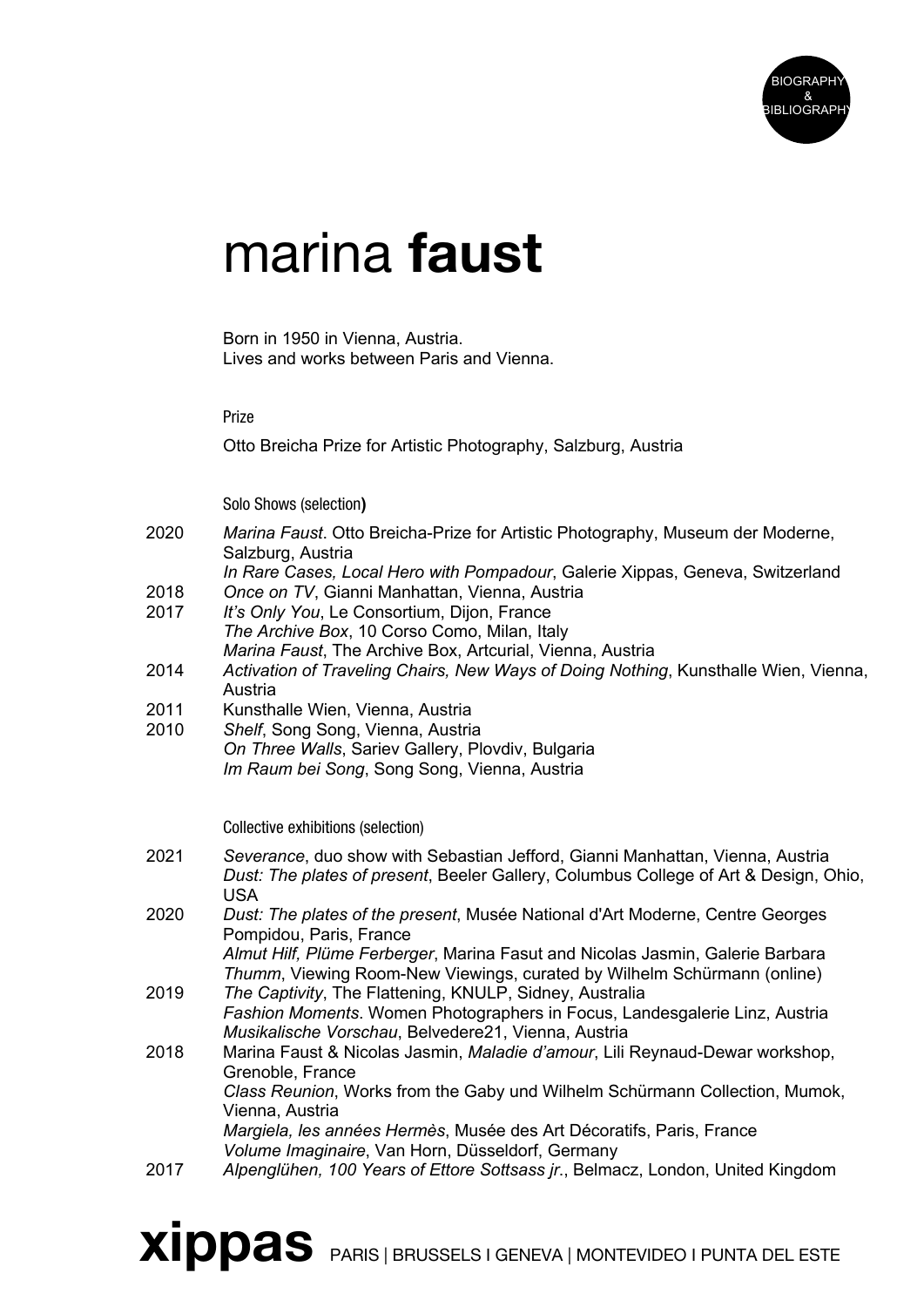BIOGRAPHY & BIBLIOGRAPHY

# marina **faust**

Born in 1950 in Vienna, Austria.
Lives and works between Paris and Vienna.

### Prize

Otto Breicha Prize for Artistic Photography, Salzburg, Austria

### Solo Shows (selection)

2020 *Marina Faust*. Otto Breicha-Prize for Artistic Photography, Museum der Moderne, Salzburg, Austria
*In Rare Cases, Local Hero with Pompadour*, Galerie Xippas, Geneva, Switzerland

2018 *Once on TV*, Gianni Manhattan, Vienna, Austria

2017 *It's Only You*, Le Consortium, Dijon, France
*The Archive Box*, 10 Corso Como, Milan, Italy
*Marina Faust*, The Archive Box, Artcurial, Vienna, Austria

2014 *Activation of Traveling Chairs, New Ways of Doing Nothing*, Kunsthalle Wien, Vienna, Austria

2011 Kunsthalle Wien, Vienna, Austria

2010 *Shelf*, Song Song, Vienna, Austria
*On Three Walls*, Sariev Gallery, Plovdiv, Bulgaria
*Im Raum bei Song*, Song Song, Vienna, Austria

### Collective exhibitions (selection)

2021 *Severance*, duo show with Sebastian Jefford, Gianni Manhattan, Vienna, Austria
*Dust: The plates of present*, Beeler Gallery, Columbus College of Art & Design, Ohio, USA

2020 *Dust: The plates of the present*, Musée National d'Art Moderne, Centre Georges Pompidou, Paris, France
*Almut Hilf, Plüme Ferberger*, Marina Fasut and Nicolas Jasmin, Galerie Barbara *Thumm*, Viewing Room-New Viewings, curated by Wilhelm Schürmann (online)

2019 *The Captivity*, The Flattening, KNULP, Sidney, Australia
*Fashion Moments*. Women Photographers in Focus, Landesgalerie Linz, Austria
*Musikalische Vorschau*, Belvedere21, Vienna, Austria

2018 Marina Faust & Nicolas Jasmin, *Maladie d'amour*, Lili Reynaud-Dewar workshop, Grenoble, France
*Class Reunion*, Works from the Gaby und Wilhelm Schürmann Collection, Mumok, Vienna, Austria
*Margiela, les années Hermès*, Musée des Art Décoratifs, Paris, France
*Volume Imaginaire*, Van Horn, Düsseldorf, Germany

2017 *Alpenglühen, 100 Years of Ettore Sottsass jr.*, Belmacz, London, United Kingdom

**xippas** PARIS | BRUSSELS I GENEVA | MONTEVIDEO I PUNTA DEL ESTE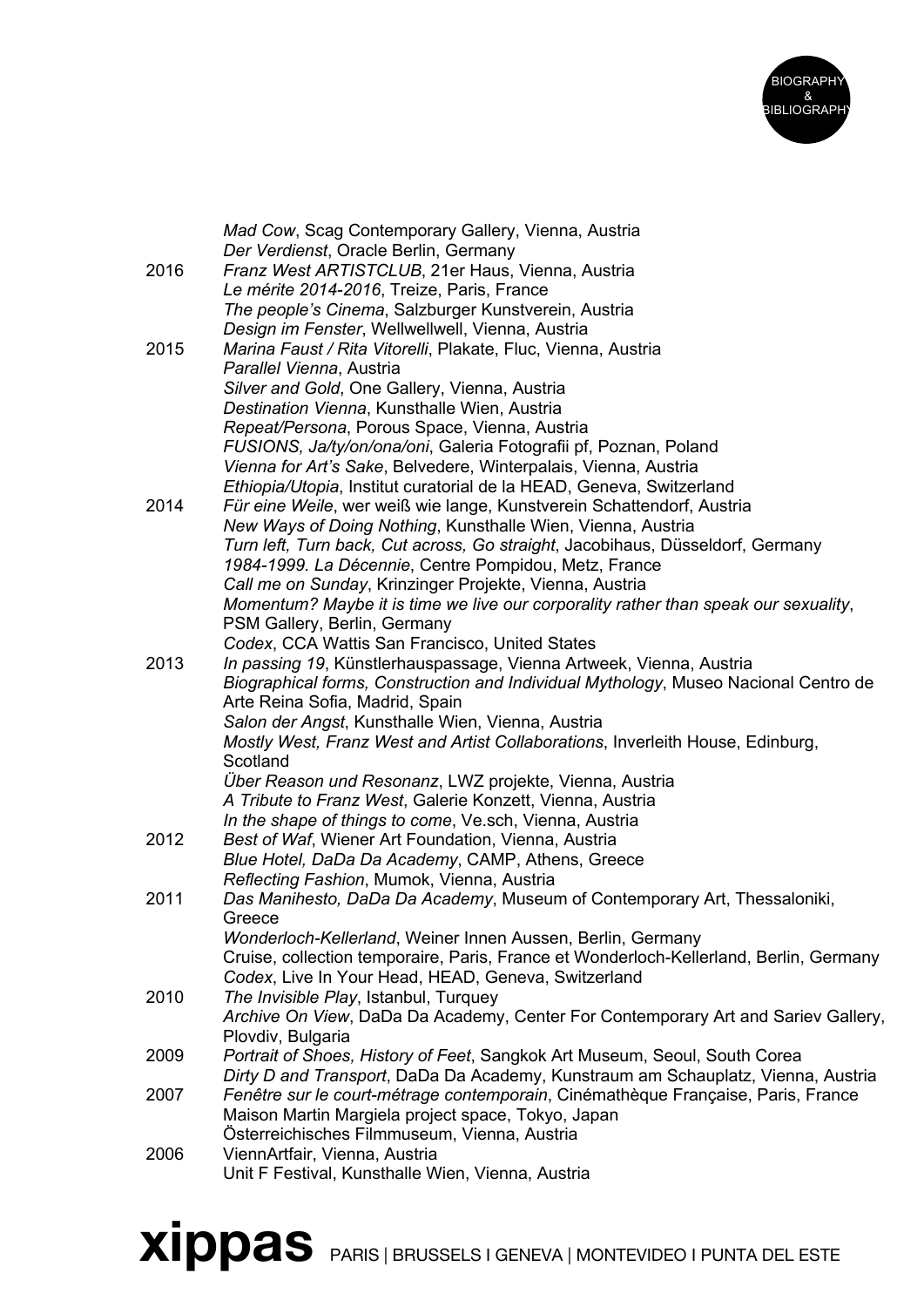*Mad Cow*, Scag Contemporary Gallery, Vienna, Austria
*Der Verdienst*, Oracle Berlin, Germany

2016 *Franz West ARTISTCLUB*, 21er Haus, Vienna, Austria
*Le mérite 2014-2016*, Treize, Paris, France
*The people's Cinema*, Salzburger Kunstverein, Austria
*Design im Fenster*, Wellwellwell, Vienna, Austria

2015 *Marina Faust / Rita Vitorelli*, Plakate, Fluc, Vienna, Austria
*Parallel Vienna*, Austria
*Silver and Gold*, One Gallery, Vienna, Austria
*Destination Vienna*, Kunsthalle Wien, Austria
*Repeat/Persona*, Porous Space, Vienna, Austria
*FUSIONS, Ja/ty/on/ona/oni*, Galeria Fotografii pf, Poznan, Poland
*Vienna for Art's Sake*, Belvedere, Winterpalais, Vienna, Austria
*Ethiopia/Utopia*, Institut curatorial de la HEAD, Geneva, Switzerland

2014 *Für eine Weile*, wer weiß wie lange, Kunstverein Schattendorf, Austria
*New Ways of Doing Nothing*, Kunsthalle Wien, Vienna, Austria
*Turn left, Turn back, Cut across, Go straight*, Jacobihaus, Düsseldorf, Germany
*1984-1999. La Décennie*, Centre Pompidou, Metz, France
*Call me on Sunday*, Krinzinger Projekte, Vienna, Austria
*Momentum? Maybe it is time we live our corporality rather than speak our sexuality*, PSM Gallery, Berlin, Germany
*Codex*, CCA Wattis San Francisco, United States

2013 *In passing 19*, Künstlerhauspassage, Vienna Artweek, Vienna, Austria
*Biographical forms, Construction and Individual Mythology*, Museo Nacional Centro de Arte Reina Sofia, Madrid, Spain
*Salon der Angst*, Kunsthalle Wien, Vienna, Austria
*Mostly West, Franz West and Artist Collaborations*, Inverleith House, Edinburg, Scotland
*Über Reason und Resonanz*, LWZ projekte, Vienna, Austria
*A Tribute to Franz West*, Galerie Konzett, Vienna, Austria
*In the shape of things to come*, Ve.sch, Vienna, Austria

2012 *Best of Waf*, Wiener Art Foundation, Vienna, Austria
*Blue Hotel, DaDa Da Academy*, CAMP, Athens, Greece
*Reflecting Fashion*, Mumok, Vienna, Austria

2011 *Das Manihesto, DaDa Da Academy*, Museum of Contemporary Art, Thessaloniki, Greece
*Wonderloch-Kellerland*, Weiner Innen Aussen, Berlin, Germany
Cruise, collection temporaire, Paris, France et Wonderloch-Kellerland, Berlin, Germany
*Codex*, Live In Your Head, HEAD, Geneva, Switzerland

2010 *The Invisible Play*, Istanbul, Turquey
*Archive On View*, DaDa Da Academy, Center For Contemporary Art and Sariev Gallery, Plovdiv, Bulgaria

2009 *Portrait of Shoes, History of Feet*, Sangkok Art Museum, Seoul, South Corea
*Dirty D and Transport*, DaDa Da Academy, Kunstraum am Schauplatz, Vienna, Austria

2007 *Fenêtre sur le court-métrage contemporain*, Cinémathèque Française, Paris, France
Maison Martin Margiela project space, Tokyo, Japan
Österreichisches Filmmuseum, Vienna, Austria

2006 ViennArtfair, Vienna, Austria
Unit F Festival, Kunsthalle Wien, Vienna, Austria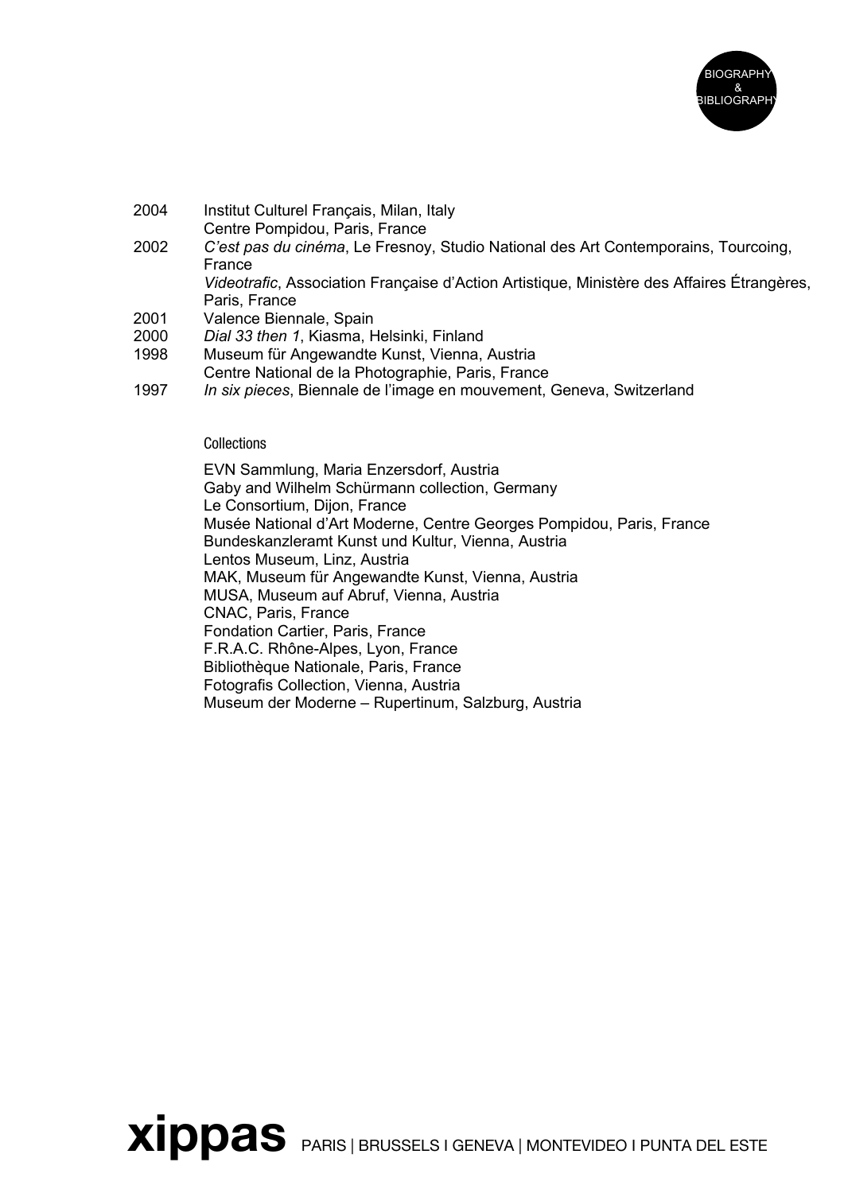2004 Institut Culturel Français, Milan, Italy
Centre Pompidou, Paris, France

2002 *C'est pas du cinéma*, Le Fresnoy, Studio National des Art Contemporains, Tourcoing, France
*Videotrafic*, Association Française d'Action Artistique, Ministère des Affaires Étrangères, Paris, France

2001 Valence Biennale, Spain

2000 *Dial 33 then 1*, Kiasma, Helsinki, Finland

1998 Museum für Angewandte Kunst, Vienna, Austria
Centre National de la Photographie, Paris, France

1997 *In six pieces*, Biennale de l'image en mouvement, Geneva, Switzerland

## Collections

EVN Sammlung, Maria Enzersdorf, Austria
Gaby and Wilhelm Schürmann collection, Germany
Le Consortium, Dijon, France
Musée National d'Art Moderne, Centre Georges Pompidou, Paris, France
Bundeskanzleramt Kunst und Kultur, Vienna, Austria
Lentos Museum, Linz, Austria
MAK, Museum für Angewandte Kunst, Vienna, Austria
MUSA, Museum auf Abruf, Vienna, Austria
CNAC, Paris, France
Fondation Cartier, Paris, France
F.R.A.C. Rhône-Alpes, Lyon, France
Bibliothèque Nationale, Paris, France
Fotografis Collection, Vienna, Austria
Museum der Moderne – Rupertinum, Salzburg, Austria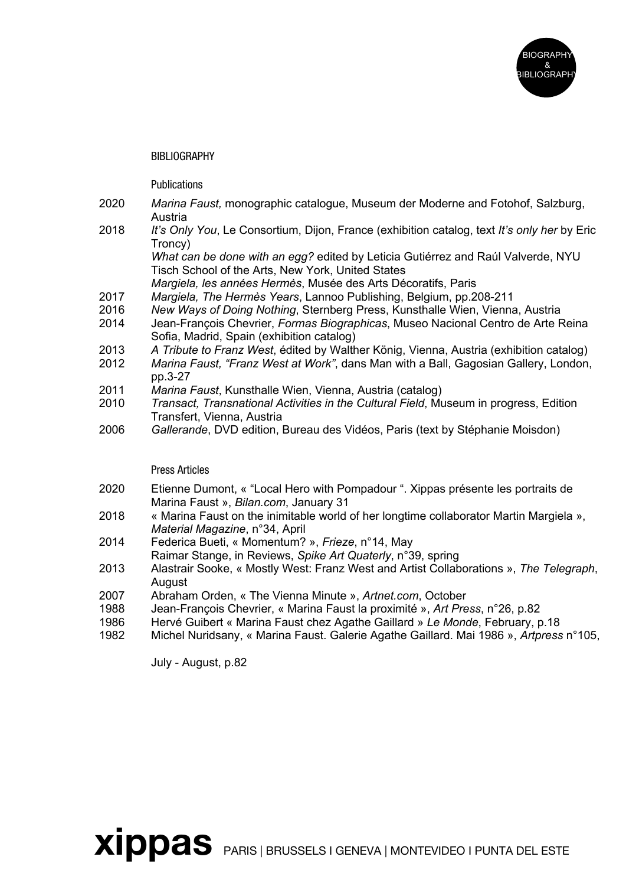## BIBLIOGRAPHY

### Publications

2020 *Marina Faust,* monographic catalogue, Museum der Moderne and Fotohof, Salzburg, Austria

2018 *It's Only You*, Le Consortium, Dijon, France (exhibition catalog, text *It's only her* by Eric Troncy)
*What can be done with an egg?* edited by Leticia Gutiérrez and Raúl Valverde, NYU Tisch School of the Arts, New York, United States
*Margiela, les années Hermès*, Musée des Arts Décoratifs, Paris

2017 *Margiela, The Hermès Years*, Lannoo Publishing, Belgium, pp.208-211

2016 *New Ways of Doing Nothing*, Sternberg Press, Kunsthalle Wien, Vienna, Austria

2014 Jean-François Chevrier, *Formas Biographicas*, Museo Nacional Centro de Arte Reina Sofia, Madrid, Spain (exhibition catalog)

2013 *A Tribute to Franz West*, édited by Walther König, Vienna, Austria (exhibition catalog)

2012 *Marina Faust, "Franz West at Work"*, dans Man with a Ball, Gagosian Gallery, London, pp.3-27

2011 *Marina Faust*, Kunsthalle Wien, Vienna, Austria (catalog)

2010 *Transact, Transnational Activities in the Cultural Field*, Museum in progress, Edition Transfert, Vienna, Austria

2006 *Gallerande*, DVD edition, Bureau des Vidéos, Paris (text by Stéphanie Moisdon)

### Press Articles

2020 Etienne Dumont, « "Local Hero with Pompadour ". Xippas présente les portraits de Marina Faust », *Bilan.com*, January 31

2018 « Marina Faust on the inimitable world of her longtime collaborator Martin Margiela », *Material Magazine*, n°34, April

2014 Federica Bueti, « Momentum? », *Frieze*, n°14, May
Raimar Stange, in Reviews, *Spike Art Quaterly*, n°39, spring

2013 Alastrair Sooke, « Mostly West: Franz West and Artist Collaborations », *The Telegraph*, August

2007 Abraham Orden, « The Vienna Minute », *Artnet.com*, October

1988 Jean-François Chevrier, « Marina Faust la proximité », *Art Press*, n°26, p.82

1986 Hervé Guibert « Marina Faust chez Agathe Gaillard » *Le Monde*, February, p.18

1982 Michel Nuridsany, « Marina Faust. Galerie Agathe Gaillard. Mai 1986 », *Artpress* n°105, July - August, p.82